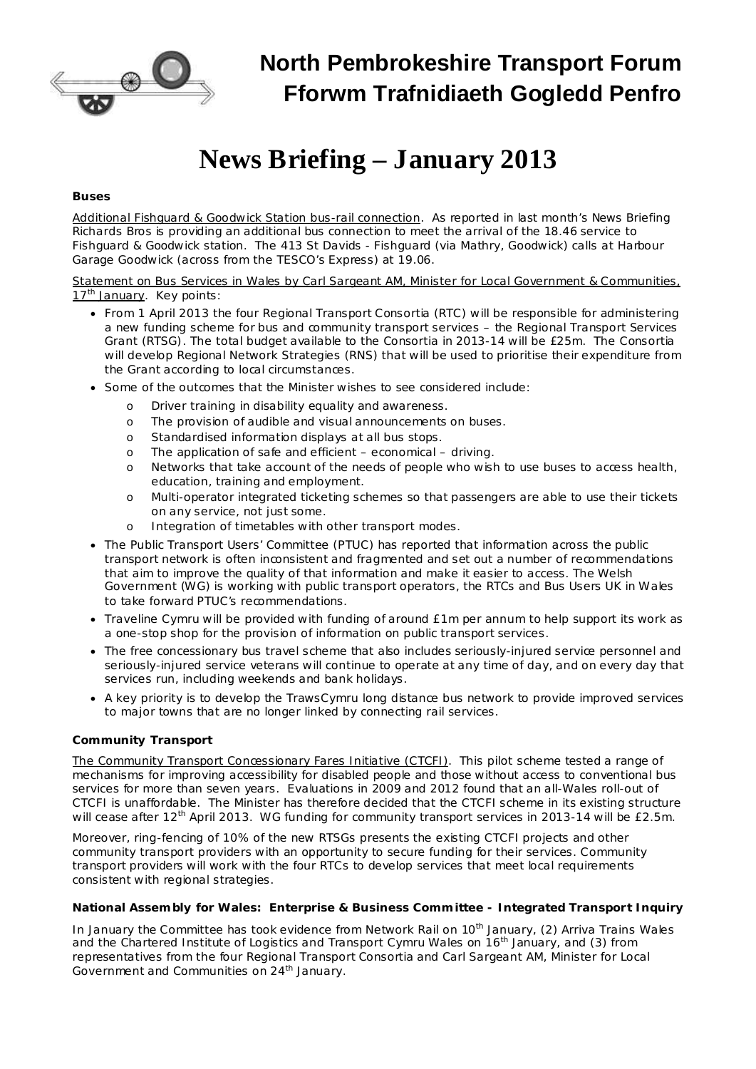# North Pembrokeshire Transport Forum
# Fforwm Trafnidiaeth Gogledd Penfro

# News Briefing – January 2013

### Buses

Additional Fishguard & Goodwick Station bus-rail connection. As reported in last month's News Briefing Richards Bros is providing an additional bus connection to meet the arrival of the 18.46 service to Fishguard & Goodwick station. The 413 St Davids - Fishguard (via Mathry, Goodwick) calls at Harbour Garage Goodwick (across from the TESCO's Express) at 19.06.

Statement on Bus Services in Wales by Carl Sargeant AM, Minister for Local Government & Communities, 17th January. Key points:

- From 1 April 2013 the four Regional Transport Consortia (RTC) will be responsible for administering a new funding scheme for bus and community transport services – the Regional Transport Services Grant (RTSG). The total budget available to the Consortia in 2013-14 will be £25m. The Consortia will develop Regional Network Strategies (RNS) that will be used to prioritise their expenditure from the Grant according to local circumstances.
- Some of the outcomes that the Minister wishes to see considered include:
  - Driver training in disability equality and awareness.
  - The provision of audible and visual announcements on buses.
  - Standardised information displays at all bus stops.
  - The application of safe and efficient – economical – driving.
  - Networks that take account of the needs of people who wish to use buses to access health, education, training and employment.
  - Multi-operator integrated ticketing schemes so that passengers are able to use their tickets on any service, not just some.
  - Integration of timetables with other transport modes.
- The Public Transport Users' Committee (PTUC) has reported that information across the public transport network is often inconsistent and fragmented and set out a number of recommendations that aim to improve the quality of that information and make it easier to access. The Welsh Government (WG) is working with public transport operators, the RTCs and Bus Users UK in Wales to take forward PTUC's recommendations.
- Traveline Cymru will be provided with funding of around £1m per annum to help support its work as a one-stop shop for the provision of information on public transport services.
- The free concessionary bus travel scheme that also includes seriously-injured service personnel and seriously-injured service veterans will continue to operate at any time of day, and on every day that services run, including weekends and bank holidays.
- A key priority is to develop the TrawsCymru long distance bus network to provide improved services to major towns that are no longer linked by connecting rail services.

### Community Transport

The Community Transport Concessionary Fares Initiative (CTCFI). This pilot scheme tested a range of mechanisms for improving accessibility for disabled people and those without access to conventional bus services for more than seven years. Evaluations in 2009 and 2012 found that an all-Wales roll-out of CTCFI is unaffordable. The Minister has therefore decided that the CTCFI scheme in its existing structure will cease after 12th April 2013. WG funding for community transport services in 2013-14 will be £2.5m.

Moreover, ring-fencing of 10% of the new RTSGs presents the existing CTCFI projects and other community transport providers with an opportunity to secure funding for their services. Community transport providers will work with the four RTCs to develop services that meet local requirements consistent with regional strategies.

### National Assembly for Wales: Enterprise & Business Committee - Integrated Transport Inquiry

In January the Committee has took evidence from Network Rail on 10th January, (2) Arriva Trains Wales and the Chartered Institute of Logistics and Transport Cymru Wales on 16th January, and (3) from representatives from the four Regional Transport Consortia and Carl Sargeant AM, Minister for Local Government and Communities on 24th January.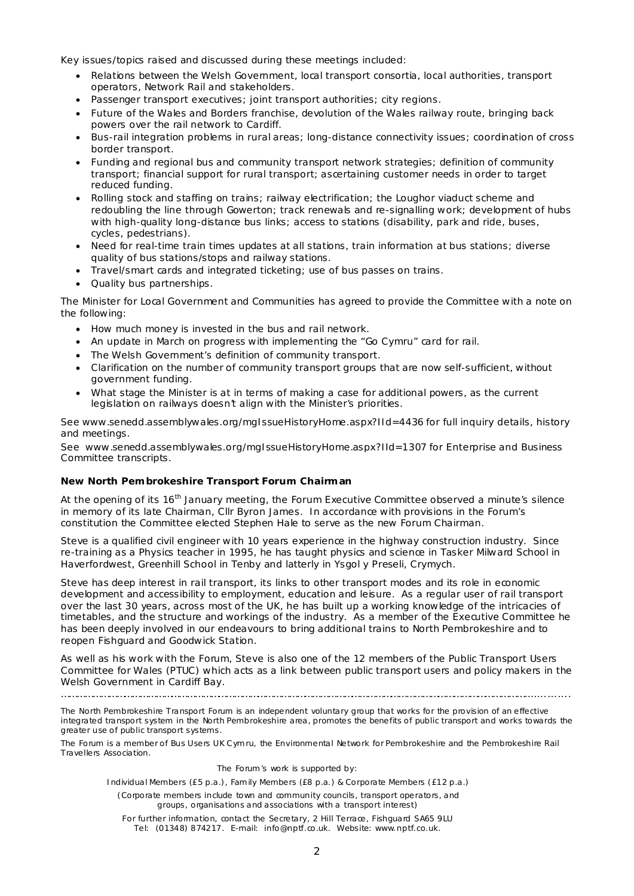Key issues/topics raised and discussed during these meetings included:

- Relations between the Welsh Government, local transport consortia, local authorities, transport operators, Network Rail and stakeholders.
- Passenger transport executives; joint transport authorities; city regions.
- Future of the Wales and Borders franchise, devolution of the Wales railway route, bringing back powers over the rail network to Cardiff.
- Bus-rail integration problems in rural areas; long-distance connectivity issues; coordination of cross border transport.
- Funding and regional bus and community transport network strategies; definition of community transport; financial support for rural transport; ascertaining customer needs in order to target reduced funding.
- Rolling stock and staffing on trains; railway electrification; the Loughor viaduct scheme and redoubling the line through Gowerton; track renewals and re-signalling work; development of hubs with high-quality long-distance bus links; access to stations (disability, park and ride, buses, cycles, pedestrians).
- Need for real-time train times updates at all stations, train information at bus stations; diverse quality of bus stations/stops and railway stations.
- Travel/smart cards and integrated ticketing; use of bus passes on trains.
- Quality bus partnerships.

The Minister for Local Government and Communities has agreed to provide the Committee with a note on the following:

- How much money is invested in the bus and rail network.
- An update in March on progress with implementing the "Go Cymru" card for rail.
- The Welsh Government's definition of community transport.
- Clarification on the number of community transport groups that are now self-sufficient, without government funding.
- What stage the Minister is at in terms of making a case for additional powers, as the current legislation on railways doesn't align with the Minister's priorities.

See www.senedd.assemblywales.org/mgIssueHistoryHome.aspx?IId=4436 for full inquiry details, history and meetings.

See www.senedd.assemblywales.org/mgIssueHistoryHome.aspx?IId=1307 for Enterprise and Business Committee transcripts.

**New North Pembrokeshire Transport Forum Chairman**

At the opening of its 16th January meeting, the Forum Executive Committee observed a minute's silence in memory of its late Chairman, Cllr Byron James. In accordance with provisions in the Forum's constitution the Committee elected Stephen Hale to serve as the new Forum Chairman.

Steve is a qualified civil engineer with 10 years experience in the highway construction industry. Since re-training as a Physics teacher in 1995, he has taught physics and science in Tasker Milward School in Haverfordwest, Greenhill School in Tenby and latterly in Ysgol y Preseli, Crymych.

Steve has deep interest in rail transport, its links to other transport modes and its role in economic development and accessibility to employment, education and leisure. As a regular user of rail transport over the last 30 years, across most of the UK, he has built up a working knowledge of the intricacies of timetables, and the structure and workings of the industry. As a member of the Executive Committee he has been deeply involved in our endeavours to bring additional trains to North Pembrokeshire and to reopen Fishguard and Goodwick Station.

As well as his work with the Forum, Steve is also one of the 12 members of the Public Transport Users Committee for Wales (PTUC) which acts as a link between public transport users and policy makers in the Welsh Government in Cardiff Bay.

---

The North Pembrokeshire Transport Forum is an independent voluntary group that works for the provision of an effective integrated transport system in the North Pembrokeshire area, promotes the benefits of public transport and works towards the greater use of public transport systems.

The Forum is a member of Bus Users UK Cymru, the Environmental Network for Pembrokeshire and the Pembrokeshire Rail Travellers Association.

The Forum's work is supported by:

Individual Members (£5 p.a.), Family Members (£8 p.a.) & Corporate Members (£12 p.a.)

(Corporate members include town and community councils, transport operators, and groups, organisations and associations with a transport interest)

For further information, contact the Secretary, 2 Hill Terrace, Fishguard SA65 9LU
Tel: (01348) 874217. E-mail: info@nptf.co.uk. Website: www.nptf.co.uk.